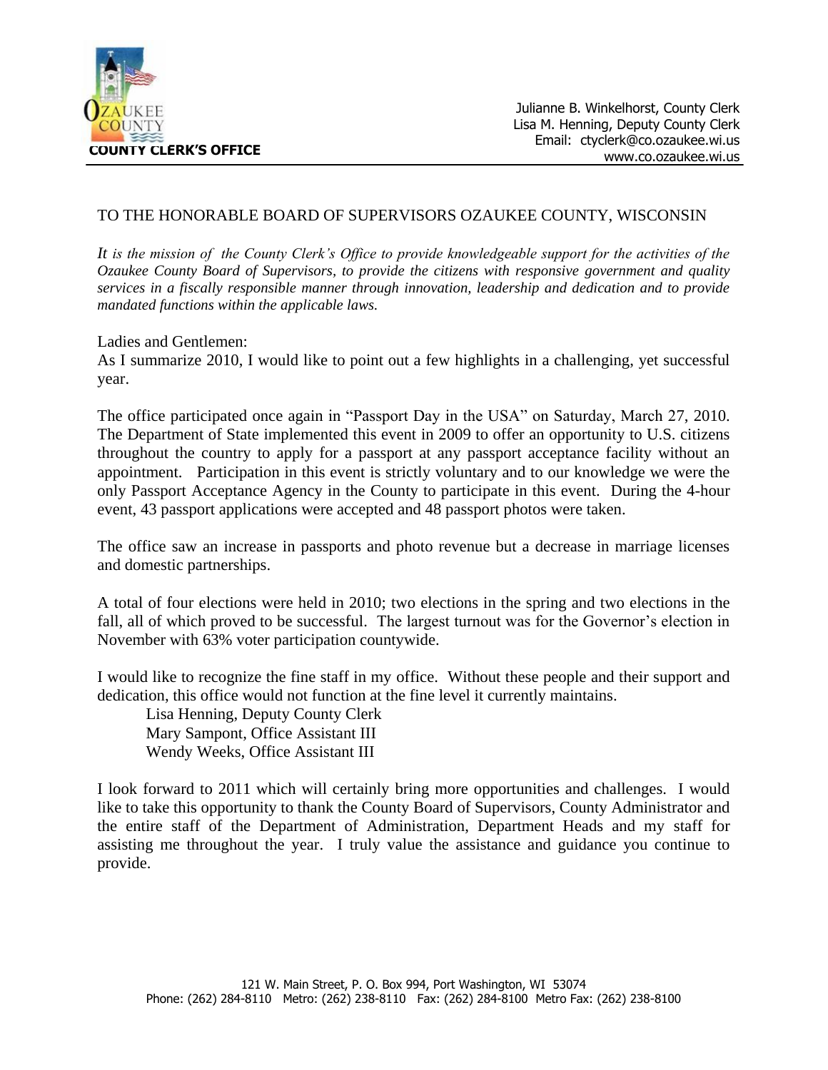**COUNTY CLERK'S OFFICE**

Julianne B. Winkelhorst, County Clerk
Lisa M. Henning, Deputy County Clerk
Email: ctyclerk@co.ozaukee.wi.us
www.co.ozaukee.wi.us

TO THE HONORABLE BOARD OF SUPERVISORS OZAUKEE COUNTY, WISCONSIN

*It is the mission of the County Clerk's Office to provide knowledgeable support for the activities of the Ozaukee County Board of Supervisors, to provide the citizens with responsive government and quality services in a fiscally responsible manner through innovation, leadership and dedication and to provide mandated functions within the applicable laws.*

Ladies and Gentlemen:
As I summarize 2010, I would like to point out a few highlights in a challenging, yet successful year.

The office participated once again in "Passport Day in the USA" on Saturday, March 27, 2010. The Department of State implemented this event in 2009 to offer an opportunity to U.S. citizens throughout the country to apply for a passport at any passport acceptance facility without an appointment. Participation in this event is strictly voluntary and to our knowledge we were the only Passport Acceptance Agency in the County to participate in this event. During the 4-hour event, 43 passport applications were accepted and 48 passport photos were taken.

The office saw an increase in passports and photo revenue but a decrease in marriage licenses and domestic partnerships.

A total of four elections were held in 2010; two elections in the spring and two elections in the fall, all of which proved to be successful. The largest turnout was for the Governor's election in November with 63% voter participation countywide.

I would like to recognize the fine staff in my office. Without these people and their support and dedication, this office would not function at the fine level it currently maintains.

Lisa Henning, Deputy County Clerk
Mary Sampont, Office Assistant III
Wendy Weeks, Office Assistant III

I look forward to 2011 which will certainly bring more opportunities and challenges. I would like to take this opportunity to thank the County Board of Supervisors, County Administrator and the entire staff of the Department of Administration, Department Heads and my staff for assisting me throughout the year. I truly value the assistance and guidance you continue to provide.

121 W. Main Street, P. O. Box 994, Port Washington, WI 53074
Phone: (262) 284-8110 Metro: (262) 238-8110 Fax: (262) 284-8100 Metro Fax: (262) 238-8100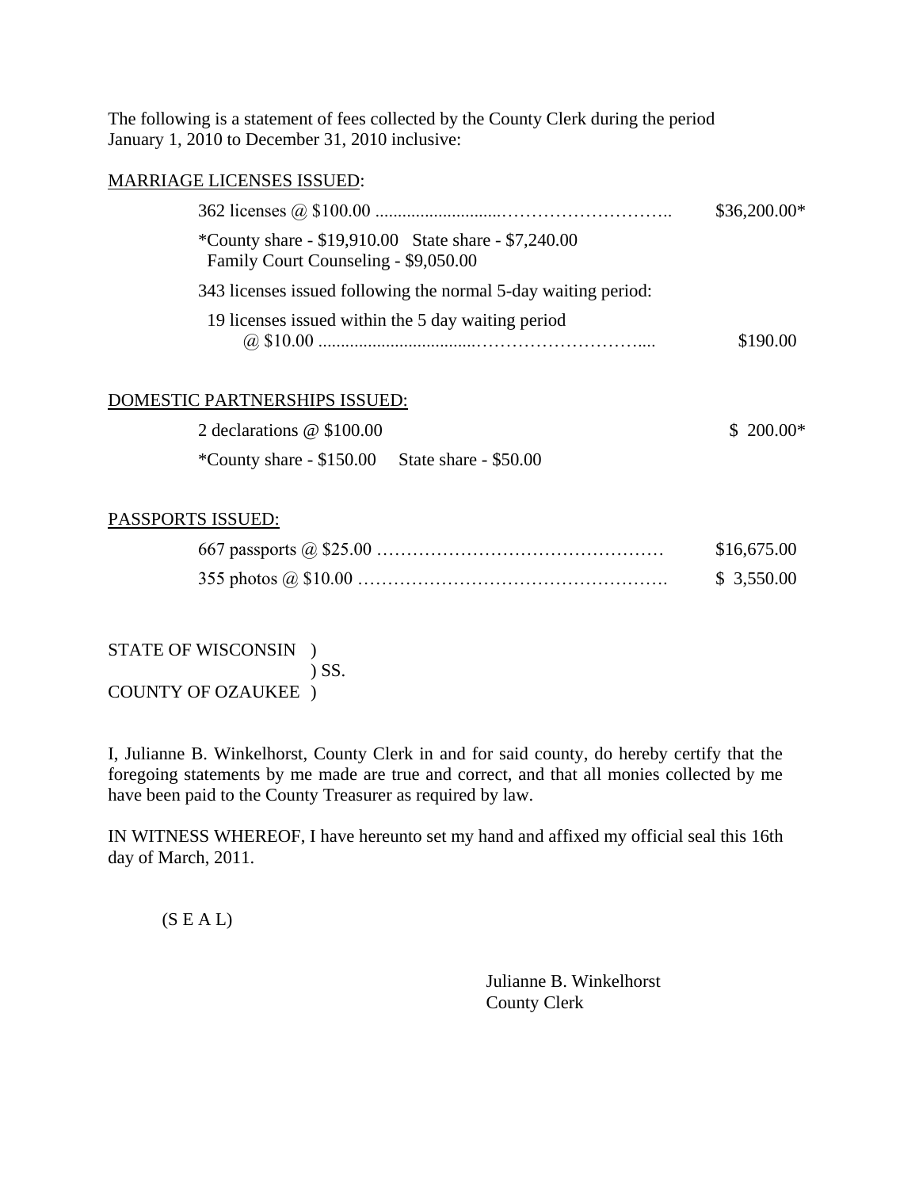The following is a statement of fees collected by the County Clerk during the period January 1, 2010 to December 31, 2010 inclusive:

MARRIAGE LICENSES ISSUED:

| | |
|---|---|
| 362 licenses @ $100.00 ........................................................ | $36,200.00* |
| *County share - $19,910.00   State share - $7,240.00<br>Family Court Counseling - $9,050.00 | |
| 343 licenses issued following the normal 5-day waiting period: | |
| 19 licenses issued within the 5 day waiting period<br>@ $10.00 ........................................................... | $190.00 |

DOMESTIC PARTNERSHIPS ISSUED:

| | |
|---|---|
| 2 declarations @ $100.00 | $ 200.00* |
| *County share - $150.00     State share - $50.00 | |

PASSPORTS ISSUED:

| | |
|---|---|
| 667 passports @ $25.00 ………………………………………… | $16,675.00 |
| 355 photos @ $10.00 …………………………………………… | $ 3,550.00 |

STATE OF WISCONSIN )  
) SS.  
COUNTY OF OZAUKEE )

I, Julianne B. Winkelhorst, County Clerk in and for said county, do hereby certify that the foregoing statements by me made are true and correct, and that all monies collected by me have been paid to the County Treasurer as required by law.

IN WITNESS WHEREOF, I have hereunto set my hand and affixed my official seal this 16th day of March, 2011.

(S E A L)

Julianne B. Winkelhorst  
County Clerk